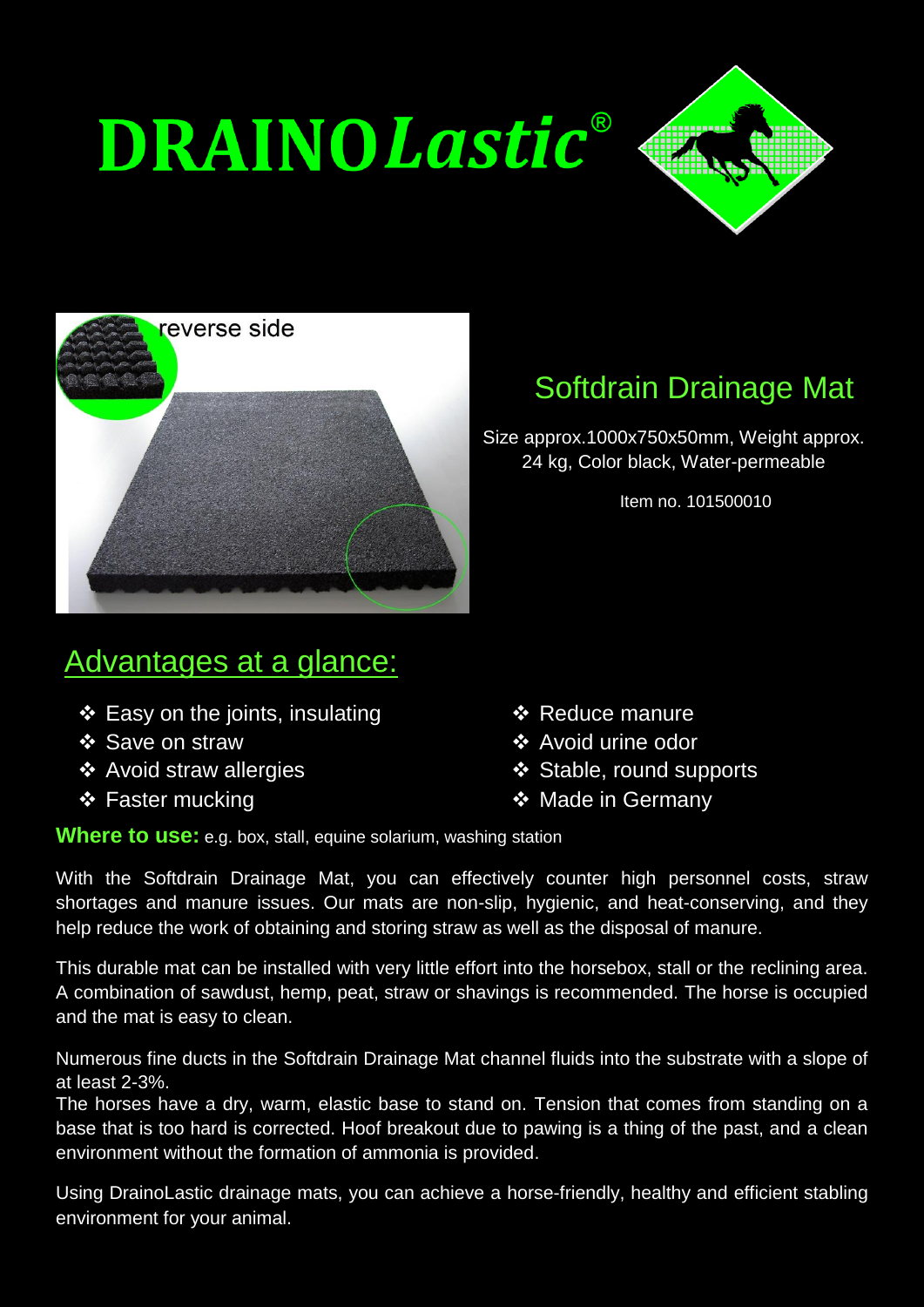# DRAINO*Lastic*®

## Softdrain Drainage Mat

Size approx.1000x750x50mm, Weight approx. 24 kg, Color black, Water-permeable

Item no. 101500010

## Advantages at a glance:

- Easy on the joints, insulating
- Save on straw
- Avoid straw allergies
- Faster mucking
- Reduce manure
- Avoid urine odor
- Stable, round supports
- Made in Germany

**Where to use:** e.g. box, stall, equine solarium, washing station

With the Softdrain Drainage Mat, you can effectively counter high personnel costs, straw shortages and manure issues. Our mats are non-slip, hygienic, and heat-conserving, and they help reduce the work of obtaining and storing straw as well as the disposal of manure.

This durable mat can be installed with very little effort into the horsebox, stall or the reclining area. A combination of sawdust, hemp, peat, straw or shavings is recommended. The horse is occupied and the mat is easy to clean.

Numerous fine ducts in the Softdrain Drainage Mat channel fluids into the substrate with a slope of at least 2-3%.
The horses have a dry, warm, elastic base to stand on. Tension that comes from standing on a base that is too hard is corrected. Hoof breakout due to pawing is a thing of the past, and a clean environment without the formation of ammonia is provided.

Using DrainoLastic drainage mats, you can achieve a horse-friendly, healthy and efficient stabling environment for your animal.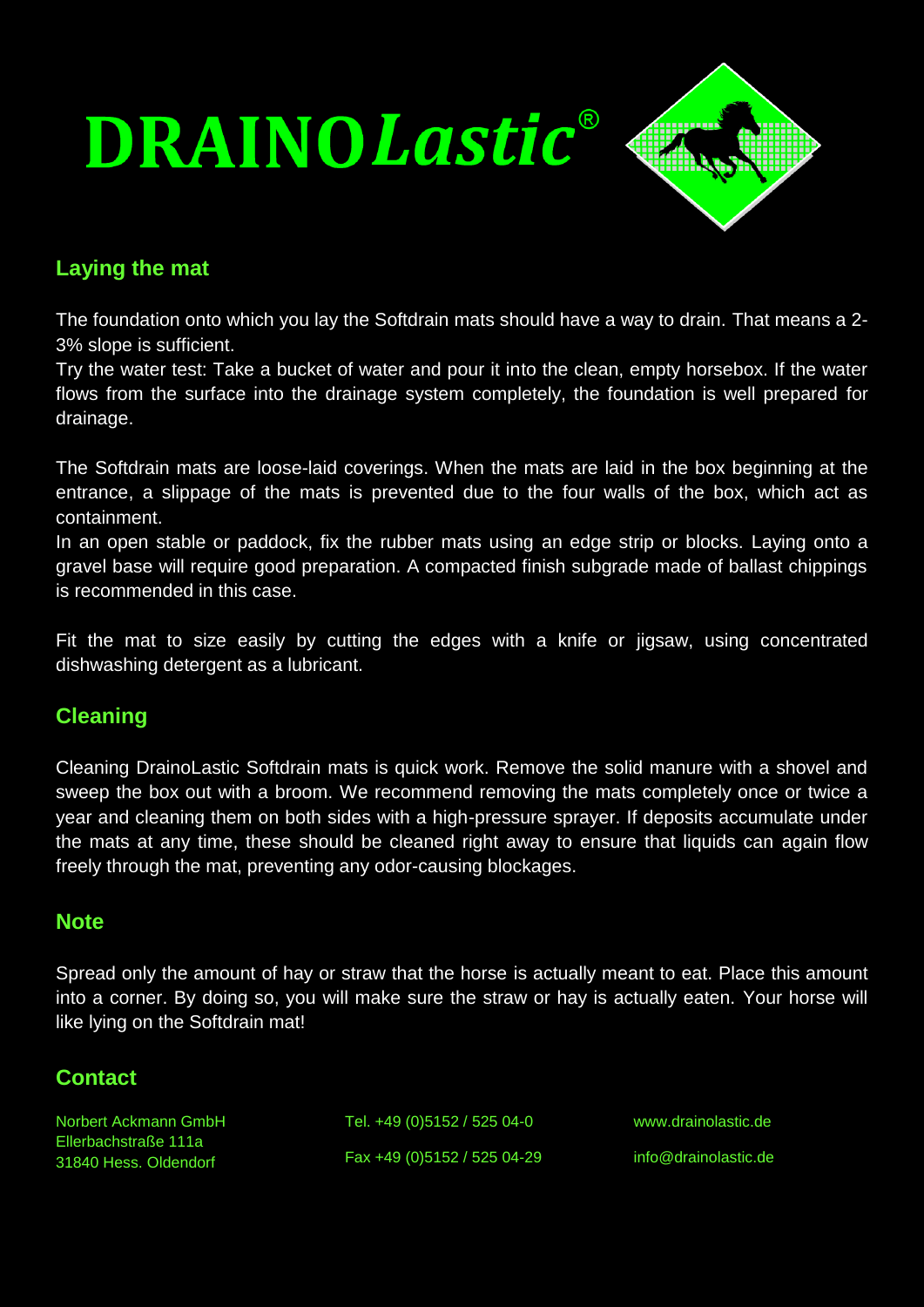# DRAINO*Lastic*®

## Laying the mat

The foundation onto which you lay the Softdrain mats should have a way to drain. That means a 2-3% slope is sufficient.
Try the water test: Take a bucket of water and pour it into the clean, empty horsebox. If the water flows from the surface into the drainage system completely, the foundation is well prepared for drainage.

The Softdrain mats are loose-laid coverings. When the mats are laid in the box beginning at the entrance, a slippage of the mats is prevented due to the four walls of the box, which act as containment.
In an open stable or paddock, fix the rubber mats using an edge strip or blocks. Laying onto a gravel base will require good preparation. A compacted finish subgrade made of ballast chippings is recommended in this case.

Fit the mat to size easily by cutting the edges with a knife or jigsaw, using concentrated dishwashing detergent as a lubricant.

## Cleaning

Cleaning DrainoLastic Softdrain mats is quick work. Remove the solid manure with a shovel and sweep the box out with a broom. We recommend removing the mats completely once or twice a year and cleaning them on both sides with a high-pressure sprayer. If deposits accumulate under the mats at any time, these should be cleaned right away to ensure that liquids can again flow freely through the mat, preventing any odor-causing blockages.

## Note

Spread only the amount of hay or straw that the horse is actually meant to eat. Place this amount into a corner. By doing so, you will make sure the straw or hay is actually eaten. Your horse will like lying on the Softdrain mat!

## Contact

Norbert Ackmann GmbH
Ellerbachstraße 111a
31840 Hess. Oldendorf

Tel. +49 (0)5152 / 525 04-0
Fax +49 (0)5152 / 525 04-29

www.drainolastic.de
info@drainolastic.de